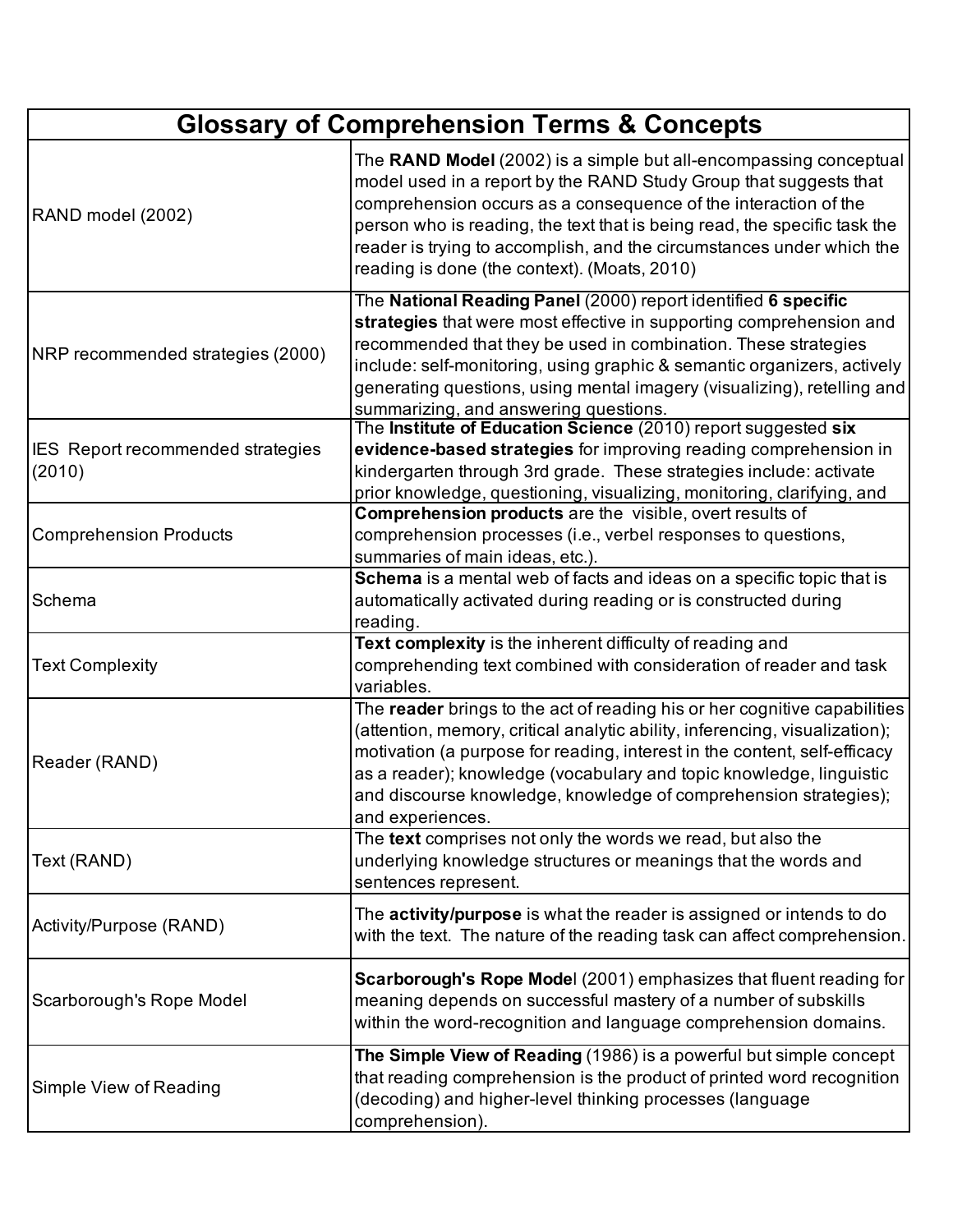| Glossary of Comprehension Terms & Concepts | |
|---|---|
| RAND model (2002) | The **RAND Model** (2002) is a simple but all-encompassing conceptual model used in a report by the RAND Study Group that suggests that comprehension occurs as a consequence of the interaction of the person who is reading, the text that is being read, the specific task the reader is trying to accomplish, and the circumstances under which the reading is done (the context). (Moats, 2010) |
| NRP recommended strategies (2000) | The **National Reading Panel** (2000) report identified **6 specific strategies** that were most effective in supporting comprehension and recommended that they be used in combination. These strategies include: self-monitoring, using graphic & semantic organizers, actively generating questions, using mental imagery (visualizing), retelling and summarizing, and answering questions. |
| IES Report recommended strategies (2010) | The **Institute of Education Science** (2010) report suggested **six evidence-based strategies** for improving reading comprehension in kindergarten through 3rd grade. These strategies include: activate prior knowledge, questioning, visualizing, monitoring, clarifying, and |
| Comprehension Products | **Comprehension products** are the visible, overt results of comprehension processes (i.e., verbel responses to questions, summaries of main ideas, etc.). |
| Schema | **Schema** is a mental web of facts and ideas on a specific topic that is automatically activated during reading or is constructed during reading. |
| Text Complexity | **Text complexity** is the inherent difficulty of reading and comprehending text combined with consideration of reader and task variables. |
| Reader (RAND) | The **reader** brings to the act of reading his or her cognitive capabilities (attention, memory, critical analytic ability, inferencing, visualization); motivation (a purpose for reading, interest in the content, self-efficacy as a reader); knowledge (vocabulary and topic knowledge, linguistic and discourse knowledge, knowledge of comprehension strategies); and experiences. |
| Text (RAND) | The **text** comprises not only the words we read, but also the underlying knowledge structures or meanings that the words and sentences represent. |
| Activity/Purpose (RAND) | The **activity/purpose** is what the reader is assigned or intends to do with the text. The nature of the reading task can affect comprehension. |
| Scarborough's Rope Model | **Scarborough's Rope Mode**l (2001) emphasizes that fluent reading for meaning depends on successful mastery of a number of subskills within the word-recognition and language comprehension domains. |
| Simple View of Reading | **The Simple View of Reading** (1986) is a powerful but simple concept that reading comprehension is the product of printed word recognition (decoding) and higher-level thinking processes (language comprehension). |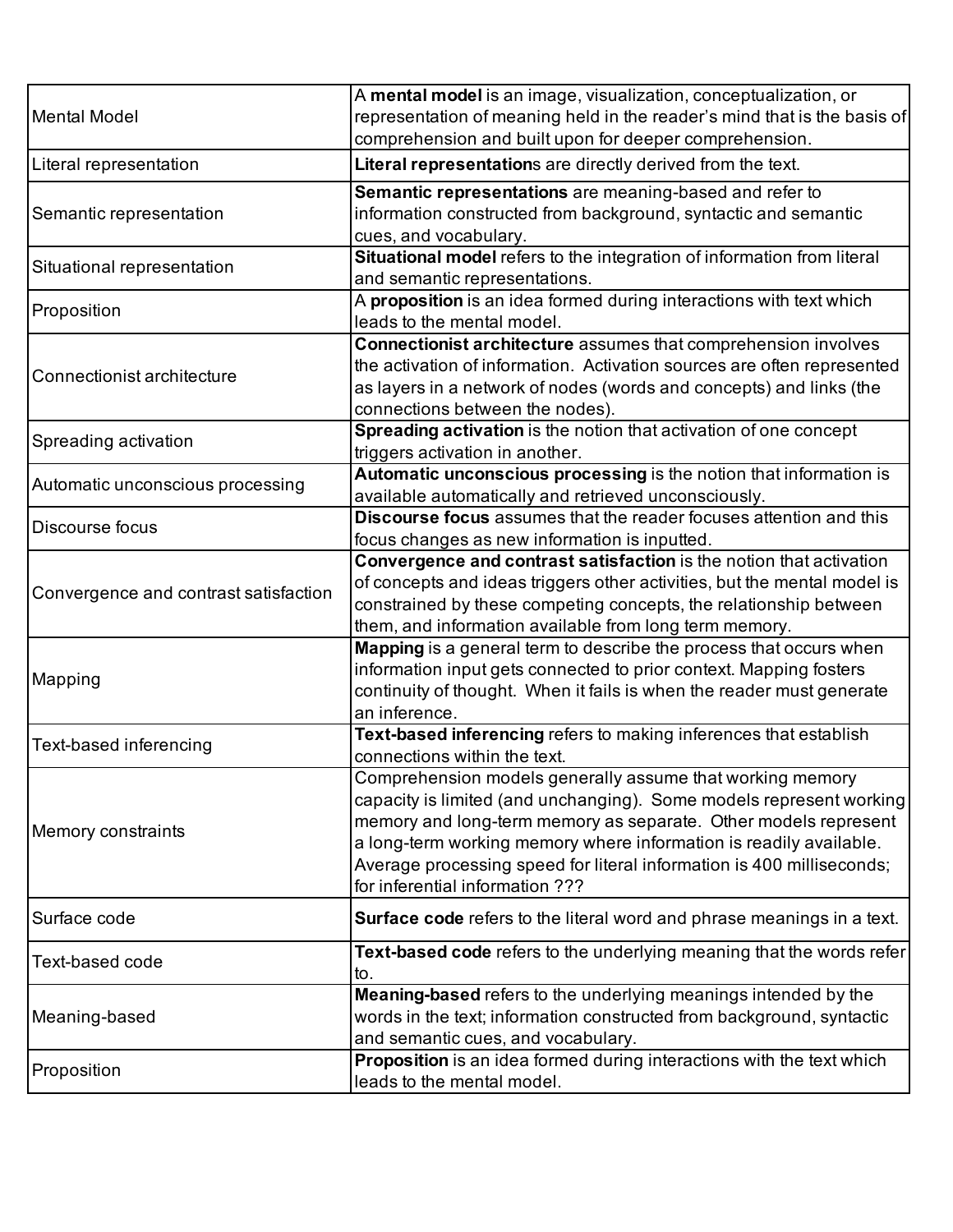| | |
|---|---|
| Mental Model | A **mental model** is an image, visualization, conceptualization, or representation of meaning held in the reader's mind that is the basis of comprehension and built upon for deeper comprehension. |
| Literal representation | **Literal representation**s are directly derived from the text. |
| Semantic representation | **Semantic representations** are meaning-based and refer to information constructed from background, syntactic and semantic cues, and vocabulary. |
| Situational representation | **Situational model** refers to the integration of information from literal and semantic representations. |
| Proposition | A **proposition** is an idea formed during interactions with text which leads to the mental model. |
| Connectionist architecture | **Connectionist architecture** assumes that comprehension involves the activation of information. Activation sources are often represented as layers in a network of nodes (words and concepts) and links (the connections between the nodes). |
| Spreading activation | **Spreading activation** is the notion that activation of one concept triggers activation in another. |
| Automatic unconscious processing | **Automatic unconscious processing** is the notion that information is available automatically and retrieved unconsciously. |
| Discourse focus | **Discourse focus** assumes that the reader focuses attention and this focus changes as new information is inputted. |
| Convergence and contrast satisfaction | **Convergence and contrast satisfaction** is the notion that activation of concepts and ideas triggers other activities, but the mental model is constrained by these competing concepts, the relationship between them, and information available from long term memory. |
| Mapping | **Mapping** is a general term to describe the process that occurs when information input gets connected to prior context. Mapping fosters continuity of thought. When it fails is when the reader must generate an inference. |
| Text-based inferencing | **Text-based inferencing** refers to making inferences that establish connections within the text. |
| Memory constraints | Comprehension models generally assume that working memory capacity is limited (and unchanging). Some models represent working memory and long-term memory as separate. Other models represent a long-term working memory where information is readily available. Average processing speed for literal information is 400 milliseconds; for inferential information ??? |
| Surface code | **Surface code** refers to the literal word and phrase meanings in a text. |
| Text-based code | **Text-based code** refers to the underlying meaning that the words refer to. |
| Meaning-based | **Meaning-based** refers to the underlying meanings intended by the words in the text; information constructed from background, syntactic and semantic cues, and vocabulary. |
| Proposition | **Proposition** is an idea formed during interactions with the text which leads to the mental model. |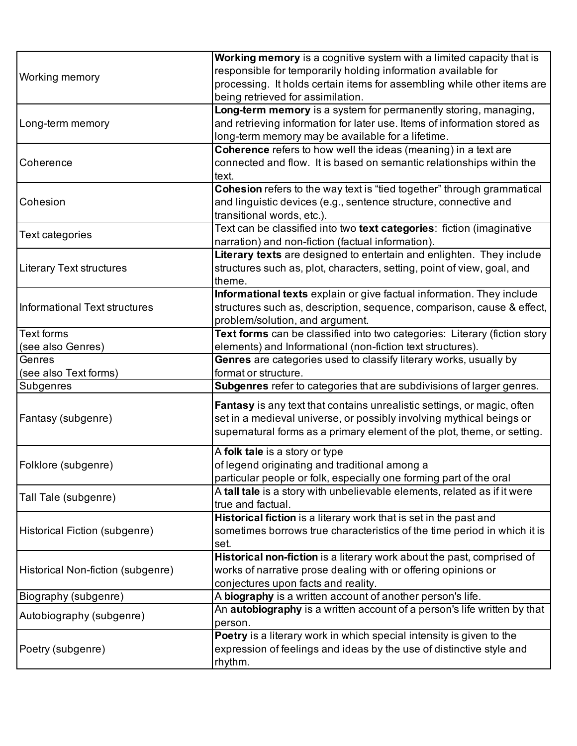| | |
|---|---|
| Working memory | **Working memory** is a cognitive system with a limited capacity that is responsible for temporarily holding information available for processing. It holds certain items for assembling while other items are being retrieved for assimilation. |
| Long-term memory | **Long-term memory** is a system for permanently storing, managing, and retrieving information for later use. Items of information stored as long-term memory may be available for a lifetime. |
| Coherence | **Coherence** refers to how well the ideas (meaning) in a text are connected and flow. It is based on semantic relationships within the text. |
| Cohesion | **Cohesion** refers to the way text is "tied together" through grammatical and linguistic devices (e.g., sentence structure, connective and transitional words, etc.). |
| Text categories | Text can be classified into two **text categories**: fiction (imaginative narration) and non-fiction (factual information). |
| Literary Text structures | **Literary texts** are designed to entertain and enlighten. They include structures such as, plot, characters, setting, point of view, goal, and theme. |
| Informational Text structures | **Informational texts** explain or give factual information. They include structures such as, description, sequence, comparison, cause & effect, problem/solution, and argument. |
| Text forms (see also Genres) | **Text forms** can be classified into two categories: Literary (fiction story elements) and Informational (non-fiction text structures). |
| Genres (see also Text forms) | **Genres** are categories used to classify literary works, usually by format or structure. |
| Subgenres | **Subgenres** refer to categories that are subdivisions of larger genres. |
| Fantasy (subgenre) | **Fantasy** is any text that contains unrealistic settings, or magic, often set in a medieval universe, or possibly involving mythical beings or supernatural forms as a primary element of the plot, theme, or setting. |
| Folklore (subgenre) | A **folk tale** is a story or type of legend originating and traditional among a particular people or folk, especially one forming part of the oral |
| Tall Tale (subgenre) | A **tall tale** is a story with unbelievable elements, related as if it were true and factual. |
| Historical Fiction (subgenre) | **Historical fiction** is a literary work that is set in the past and sometimes borrows true characteristics of the time period in which it is set. |
| Historical Non-fiction (subgenre) | **Historical non-fiction** is a literary work about the past, comprised of works of narrative prose dealing with or offering opinions or conjectures upon facts and reality. |
| Biography (subgenre) | A **biography** is a written account of another person's life. |
| Autobiography (subgenre) | An **autobiography** is a written account of a person's life written by that person. |
| Poetry (subgenre) | **Poetry** is a literary work in which special intensity is given to the expression of feelings and ideas by the use of distinctive style and rhythm. |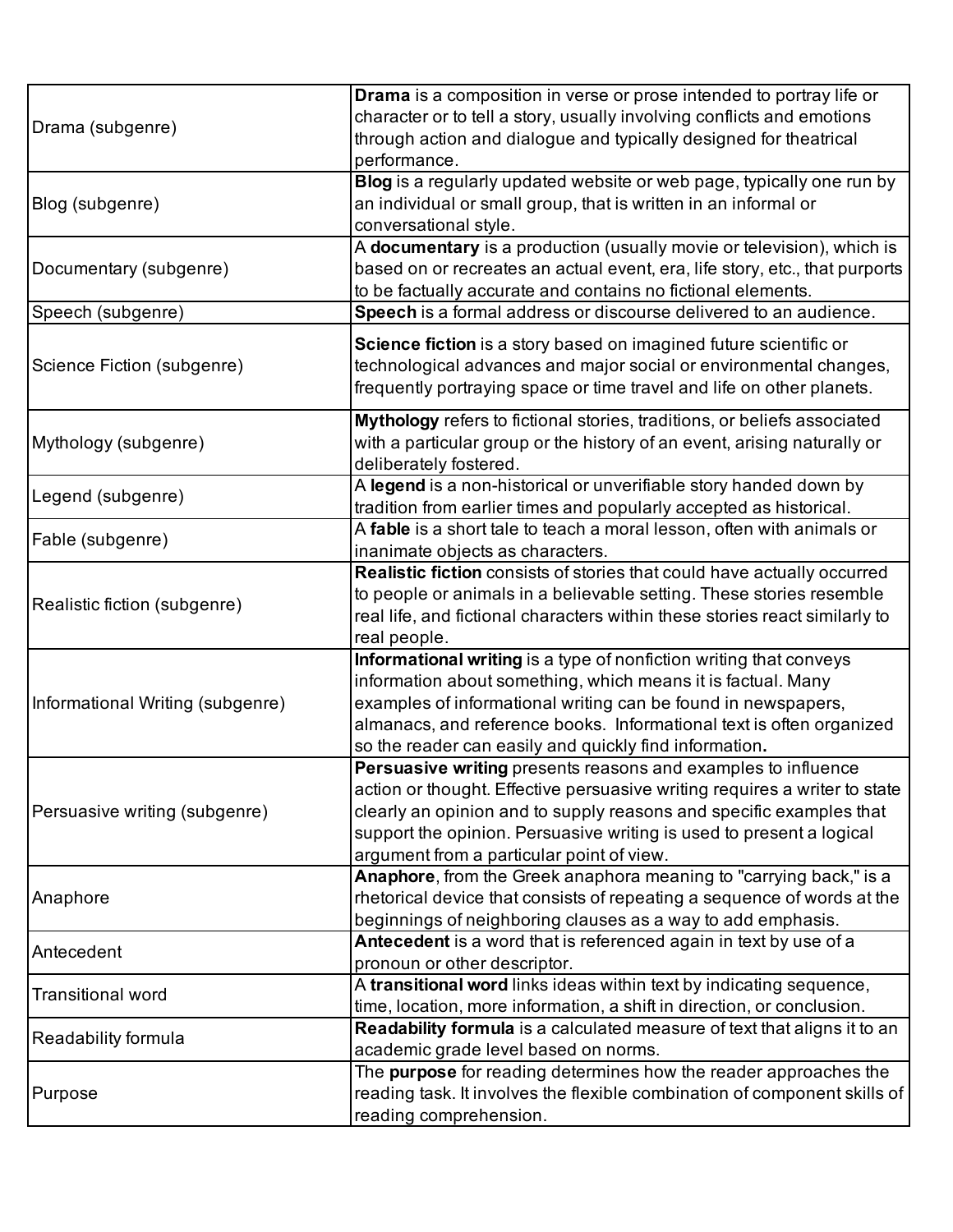| | |
|---|---|
| Drama (subgenre) | **Drama** is a composition in verse or prose intended to portray life or character or to tell a story, usually involving conflicts and emotions through action and dialogue and typically designed for theatrical performance. |
| Blog (subgenre) | **Blog** is a regularly updated website or web page, typically one run by an individual or small group, that is written in an informal or conversational style. |
| Documentary (subgenre) | A **documentary** is a production (usually movie or television), which is based on or recreates an actual event, era, life story, etc., that purports to be factually accurate and contains no fictional elements. |
| Speech (subgenre) | **Speech** is a formal address or discourse delivered to an audience. |
| Science Fiction (subgenre) | **Science fiction** is a story based on imagined future scientific or technological advances and major social or environmental changes, frequently portraying space or time travel and life on other planets. |
| Mythology (subgenre) | **Mythology** refers to fictional stories, traditions, or beliefs associated with a particular group or the history of an event, arising naturally or deliberately fostered. |
| Legend (subgenre) | A **legend** is a non-historical or unverifiable story handed down by tradition from earlier times and popularly accepted as historical. |
| Fable (subgenre) | A **fable** is a short tale to teach a moral lesson, often with animals or inanimate objects as characters. |
| Realistic fiction (subgenre) | **Realistic fiction** consists of stories that could have actually occurred to people or animals in a believable setting. These stories resemble real life, and fictional characters within these stories react similarly to real people. |
| Informational Writing (subgenre) | **Informational writing** is a type of nonfiction writing that conveys information about something, which means it is factual. Many examples of informational writing can be found in newspapers, almanacs, and reference books. Informational text is often organized so the reader can easily and quickly find information**.** |
| Persuasive writing (subgenre) | **Persuasive writing** presents reasons and examples to influence action or thought. Effective persuasive writing requires a writer to state clearly an opinion and to supply reasons and specific examples that support the opinion. Persuasive writing is used to present a logical argument from a particular point of view. |
| Anaphore | **Anaphore**, from the Greek anaphora meaning to "carrying back," is a rhetorical device that consists of repeating a sequence of words at the beginnings of neighboring clauses as a way to add emphasis. |
| Antecedent | **Antecedent** is a word that is referenced again in text by use of a pronoun or other descriptor. |
| Transitional word | A **transitional word** links ideas within text by indicating sequence, time, location, more information, a shift in direction, or conclusion. |
| Readability formula | **Readability formula** is a calculated measure of text that aligns it to an academic grade level based on norms. |
| Purpose | The **purpose** for reading determines how the reader approaches the reading task. It involves the flexible combination of component skills of reading comprehension. |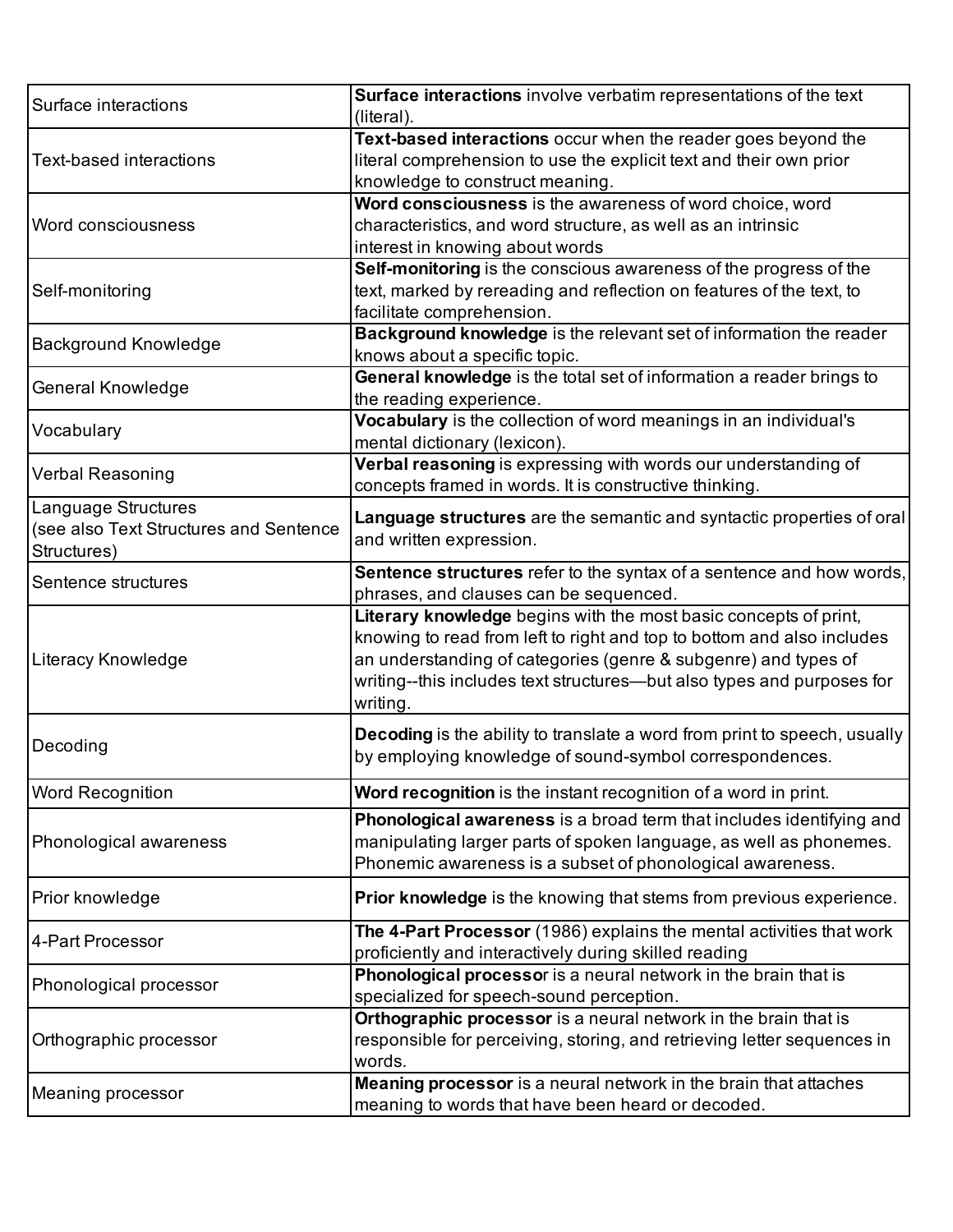| | |
|---|---|
| Surface interactions | **Surface interactions** involve verbatim representations of the text (literal). |
| Text-based interactions | **Text-based interactions** occur when the reader goes beyond the literal comprehension to use the explicit text and their own prior knowledge to construct meaning. |
| Word consciousness | **Word consciousness** is the awareness of word choice, word characteristics, and word structure, as well as an intrinsic interest in knowing about words |
| Self-monitoring | **Self-monitoring** is the conscious awareness of the progress of the text, marked by rereading and reflection on features of the text, to facilitate comprehension. |
| Background Knowledge | **Background knowledge** is the relevant set of information the reader knows about a specific topic. |
| General Knowledge | **General knowledge** is the total set of information a reader brings to the reading experience. |
| Vocabulary | **Vocabulary** is the collection of word meanings in an individual's mental dictionary (lexicon). |
| Verbal Reasoning | **Verbal reasoning** is expressing with words our understanding of concepts framed in words. It is constructive thinking. |
| Language Structures (see also Text Structures and Sentence Structures) | **Language structures** are the semantic and syntactic properties of oral and written expression. |
| Sentence structures | **Sentence structures** refer to the syntax of a sentence and how words, phrases, and clauses can be sequenced. |
| Literacy Knowledge | **Literary knowledge** begins with the most basic concepts of print, knowing to read from left to right and top to bottom and also includes an understanding of categories (genre & subgenre) and types of writing--this includes text structures—but also types and purposes for writing. |
| Decoding | **Decoding** is the ability to translate a word from print to speech, usually by employing knowledge of sound-symbol correspondences. |
| Word Recognition | **Word recognition** is the instant recognition of a word in print. |
| Phonological awareness | **Phonological awareness** is a broad term that includes identifying and manipulating larger parts of spoken language, as well as phonemes. Phonemic awareness is a subset of phonological awareness. |
| Prior knowledge | **Prior knowledge** is the knowing that stems from previous experience. |
| 4-Part Processor | **The 4-Part Processor** (1986) explains the mental activities that work proficiently and interactively during skilled reading |
| Phonological processor | **Phonological processor** is a neural network in the brain that is specialized for speech-sound perception. |
| Orthographic processor | **Orthographic processor** is a neural network in the brain that is responsible for perceiving, storing, and retrieving letter sequences in words. |
| Meaning processor | **Meaning processor** is a neural network in the brain that attaches meaning to words that have been heard or decoded. |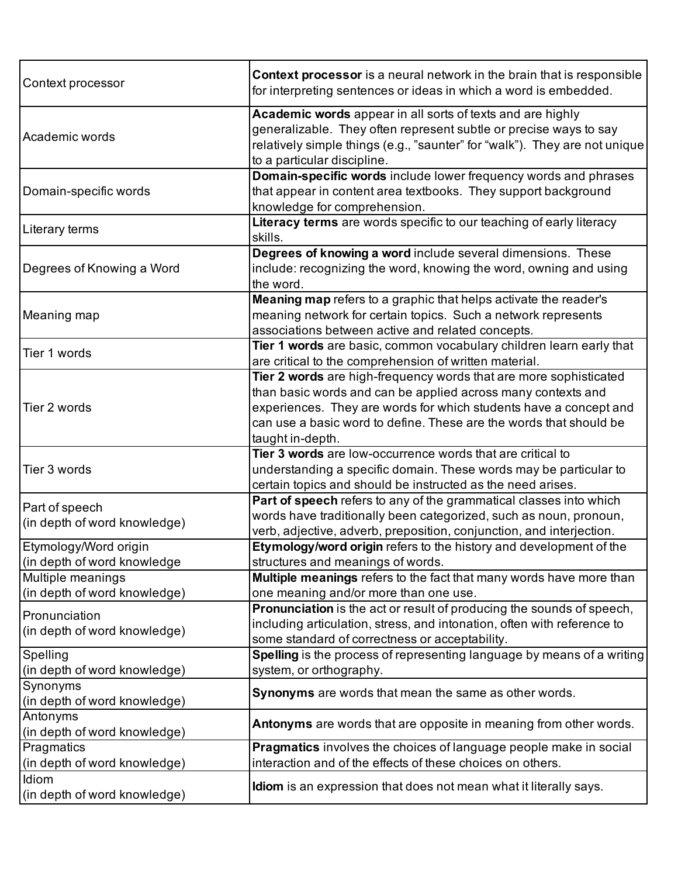| | |
|---|---|
| Context processor | **Context processor** is a neural network in the brain that is responsible for interpreting sentences or ideas in which a word is embedded. |
| Academic words | **Academic words** appear in all sorts of texts and are highly generalizable. They often represent subtle or precise ways to say relatively simple things (e.g., "saunter" for "walk"). They are not unique to a particular discipline. |
| Domain-specific words | **Domain-specific words** include lower frequency words and phrases that appear in content area textbooks. They support background knowledge for comprehension. |
| Literary terms | **Literacy terms** are words specific to our teaching of early literacy skills. |
| Degrees of Knowing a Word | **Degrees of knowing a word** include several dimensions. These include: recognizing the word, knowing the word, owning and using the word. |
| Meaning map | **Meaning map** refers to a graphic that helps activate the reader's meaning network for certain topics. Such a network represents associations between active and related concepts. |
| Tier 1 words | **Tier 1 words** are basic, common vocabulary children learn early that are critical to the comprehension of written material. |
| Tier 2 words | **Tier 2 words** are high-frequency words that are more sophisticated than basic words and can be applied across many contexts and experiences. They are words for which students have a concept and can use a basic word to define. These are the words that should be taught in-depth. |
| Tier 3 words | **Tier 3 words** are low-occurrence words that are critical to understanding a specific domain. These words may be particular to certain topics and should be instructed as the need arises. |
| Part of speech (in depth of word knowledge) | **Part of speech** refers to any of the grammatical classes into which words have traditionally been categorized, such as noun, pronoun, verb, adjective, adverb, preposition, conjunction, and interjection. |
| Etymology/Word origin (in depth of word knowledge | **Etymology/word origin** refers to the history and development of the structures and meanings of words. |
| Multiple meanings (in depth of word knowledge) | **Multiple meanings** refers to the fact that many words have more than one meaning and/or more than one use. |
| Pronunciation (in depth of word knowledge) | **Pronunciation** is the act or result of producing the sounds of speech, including articulation, stress, and intonation, often with reference to some standard of correctness or acceptability. |
| Spelling (in depth of word knowledge) | **Spelling** is the process of representing language by means of a writing system, or orthography. |
| Synonyms (in depth of word knowledge) | **Synonyms** are words that mean the same as other words. |
| Antonyms (in depth of word knowledge) | **Antonyms** are words that are opposite in meaning from other words. |
| Pragmatics (in depth of word knowledge) | **Pragmatics** involves the choices of language people make in social interaction and of the effects of these choices on others. |
| Idiom (in depth of word knowledge) | **Idiom** is an expression that does not mean what it literally says. |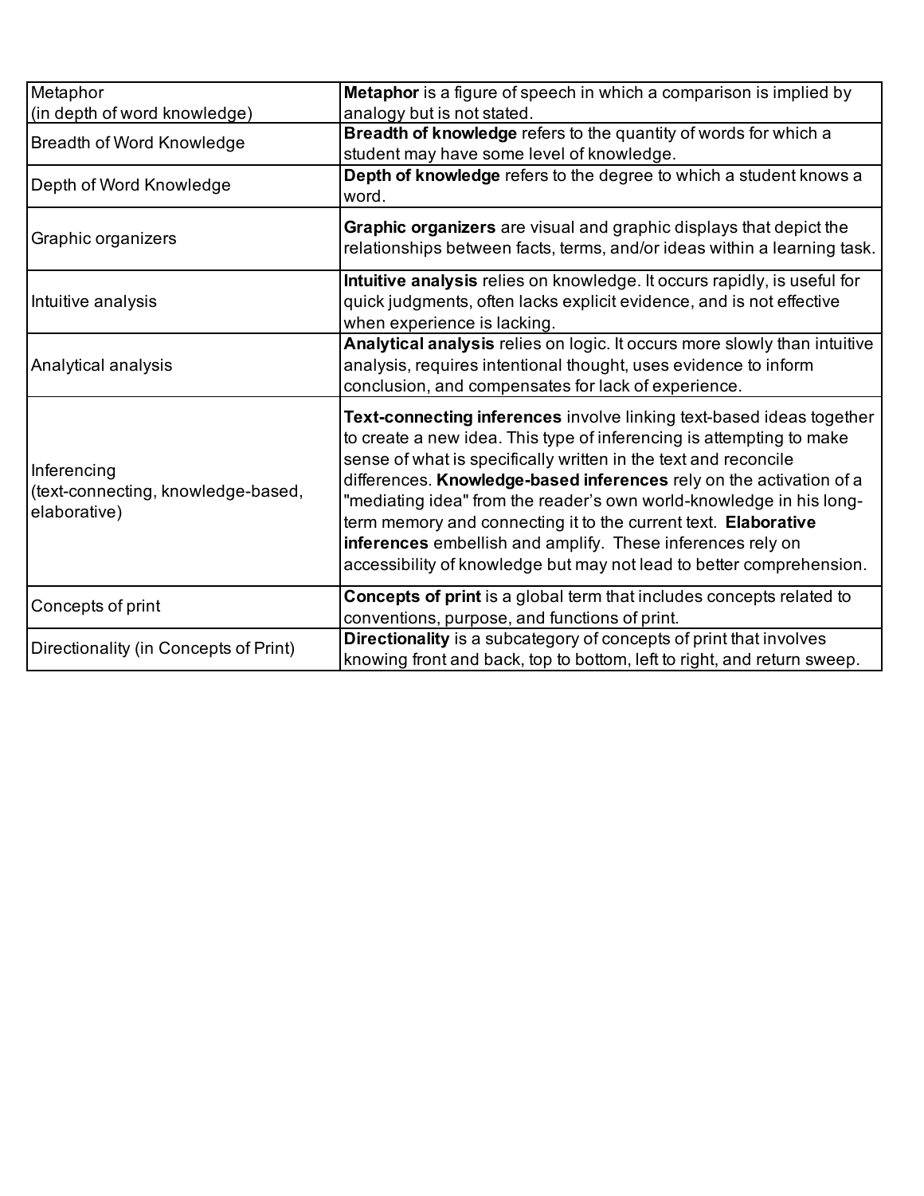| | |
|---|---|
| Metaphor (in depth of word knowledge) | **Metaphor** is a figure of speech in which a comparison is implied by analogy but is not stated. |
| Breadth of Word Knowledge | **Breadth of knowledge** refers to the quantity of words for which a student may have some level of knowledge. |
| Depth of Word Knowledge | **Depth of knowledge** refers to the degree to which a student knows a word. |
| Graphic organizers | **Graphic organizers** are visual and graphic displays that depict the relationships between facts, terms, and/or ideas within a learning task. |
| Intuitive analysis | **Intuitive analysis** relies on knowledge. It occurs rapidly, is useful for quick judgments, often lacks explicit evidence, and is not effective when experience is lacking. |
| Analytical analysis | **Analytical analysis** relies on logic. It occurs more slowly than intuitive analysis, requires intentional thought, uses evidence to inform conclusion, and compensates for lack of experience. |
| Inferencing (text-connecting, knowledge-based, elaborative) | **Text-connecting inferences** involve linking text-based ideas together to create a new idea. This type of inferencing is attempting to make sense of what is specifically written in the text and reconcile differences. **Knowledge-based inferences** rely on the activation of a "mediating idea" from the reader's own world-knowledge in his long-term memory and connecting it to the current text. **Elaborative inferences** embellish and amplify. These inferences rely on accessibility of knowledge but may not lead to better comprehension. |
| Concepts of print | **Concepts of print** is a global term that includes concepts related to conventions, purpose, and functions of print. |
| Directionality (in Concepts of Print) | **Directionality** is a subcategory of concepts of print that involves knowing front and back, top to bottom, left to right, and return sweep. |